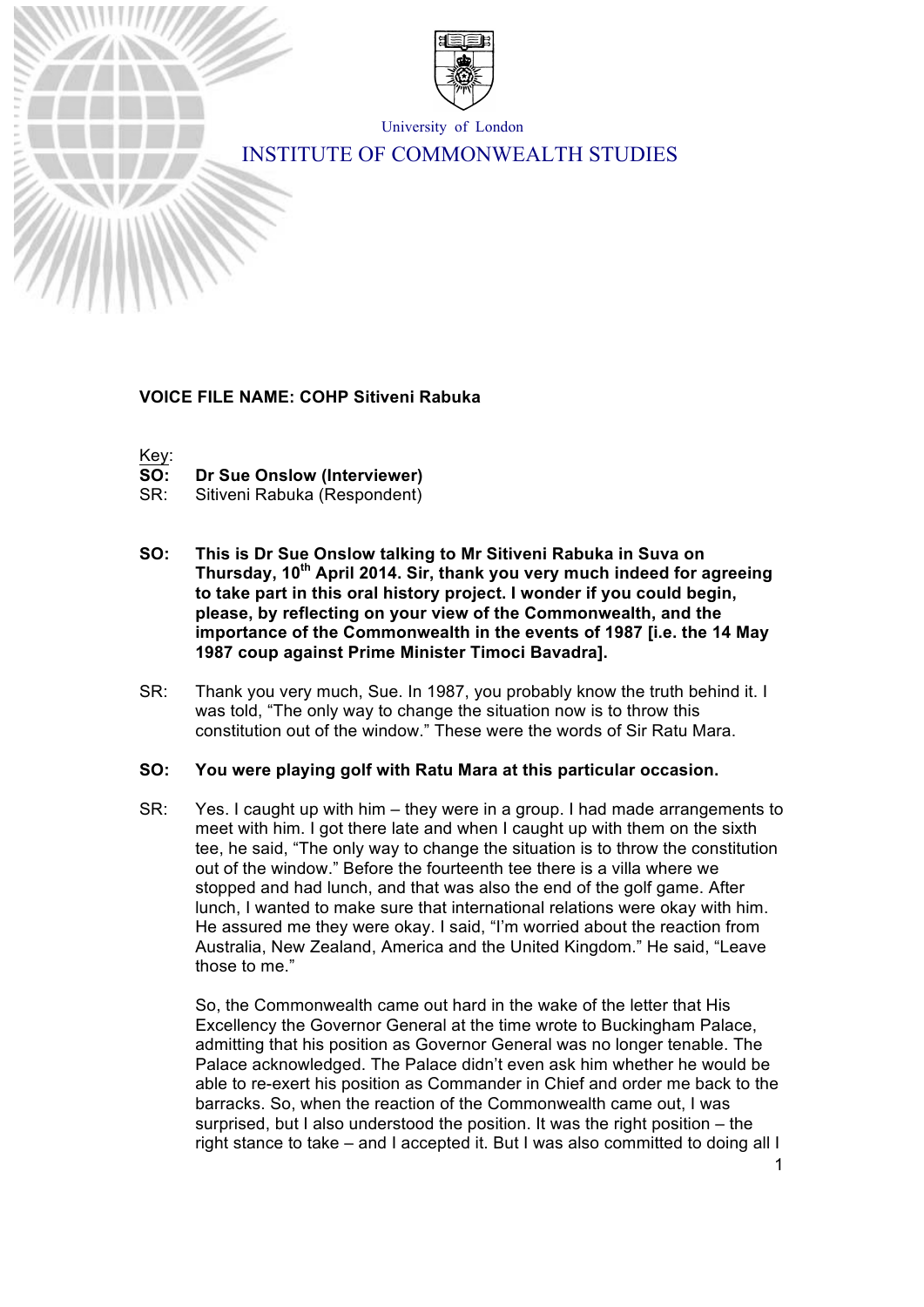University of London

INSTITUTE OF COMMONWEALTH STUDIES

**VOICE FILE NAME: COHP Sitiveni Rabuka**

Key:
**SO: Dr Sue Onslow (Interviewer)**
SR: Sitiveni Rabuka (Respondent)

**SO: This is Dr Sue Onslow talking to Mr Sitiveni Rabuka in Suva on Thursday, 10th April 2014. Sir, thank you very much indeed for agreeing to take part in this oral history project. I wonder if you could begin, please, by reflecting on your view of the Commonwealth, and the importance of the Commonwealth in the events of 1987 [i.e. the 14 May 1987 coup against Prime Minister Timoci Bavadra].**

SR: Thank you very much, Sue. In 1987, you probably know the truth behind it. I was told, "The only way to change the situation now is to throw this constitution out of the window." These were the words of Sir Ratu Mara.

**SO: You were playing golf with Ratu Mara at this particular occasion.**

SR: Yes. I caught up with him – they were in a group. I had made arrangements to meet with him. I got there late and when I caught up with them on the sixth tee, he said, "The only way to change the situation is to throw the constitution out of the window." Before the fourteenth tee there is a villa where we stopped and had lunch, and that was also the end of the golf game. After lunch, I wanted to make sure that international relations were okay with him. He assured me they were okay. I said, "I'm worried about the reaction from Australia, New Zealand, America and the United Kingdom." He said, "Leave those to me."

So, the Commonwealth came out hard in the wake of the letter that His Excellency the Governor General at the time wrote to Buckingham Palace, admitting that his position as Governor General was no longer tenable. The Palace acknowledged. The Palace didn't even ask him whether he would be able to re-exert his position as Commander in Chief and order me back to the barracks. So, when the reaction of the Commonwealth came out, I was surprised, but I also understood the position. It was the right position – the right stance to take – and I accepted it. But I was also committed to doing all I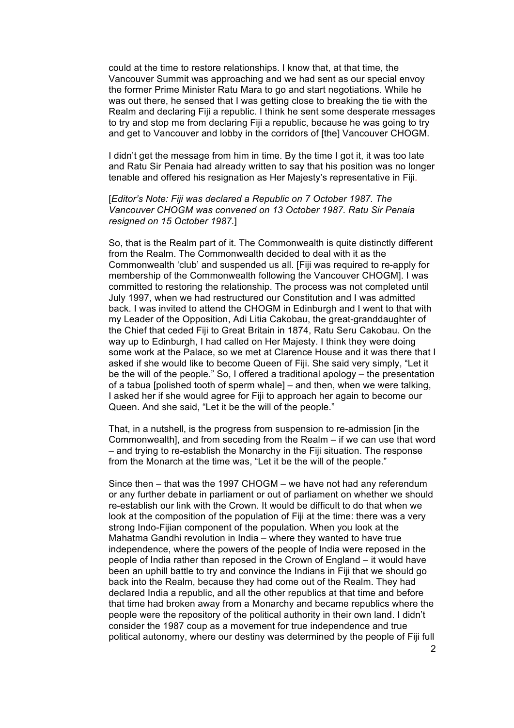could at the time to restore relationships. I know that, at that time, the Vancouver Summit was approaching and we had sent as our special envoy the former Prime Minister Ratu Mara to go and start negotiations. While he was out there, he sensed that I was getting close to breaking the tie with the Realm and declaring Fiji a republic. I think he sent some desperate messages to try and stop me from declaring Fiji a republic, because he was going to try and get to Vancouver and lobby in the corridors of [the] Vancouver CHOGM.

I didn't get the message from him in time. By the time I got it, it was too late and Ratu Sir Penaia had already written to say that his position was no longer tenable and offered his resignation as Her Majesty's representative in Fiji.

[*Editor's Note: Fiji was declared a Republic on 7 October 1987. The Vancouver CHOGM was convened on 13 October 1987. Ratu Sir Penaia resigned on 15 October 1987.*]

So, that is the Realm part of it. The Commonwealth is quite distinctly different from the Realm. The Commonwealth decided to deal with it as the Commonwealth 'club' and suspended us all. [Fiji was required to re-apply for membership of the Commonwealth following the Vancouver CHOGM]. I was committed to restoring the relationship. The process was not completed until July 1997, when we had restructured our Constitution and I was admitted back. I was invited to attend the CHOGM in Edinburgh and I went to that with my Leader of the Opposition, Adi Litia Cakobau, the great-granddaughter of the Chief that ceded Fiji to Great Britain in 1874, Ratu Seru Cakobau. On the way up to Edinburgh, I had called on Her Majesty. I think they were doing some work at the Palace, so we met at Clarence House and it was there that I asked if she would like to become Queen of Fiji. She said very simply, "Let it be the will of the people." So, I offered a traditional apology – the presentation of a tabua [polished tooth of sperm whale] – and then, when we were talking, I asked her if she would agree for Fiji to approach her again to become our Queen. And she said, "Let it be the will of the people."

That, in a nutshell, is the progress from suspension to re-admission [in the Commonwealth], and from seceding from the Realm – if we can use that word – and trying to re-establish the Monarchy in the Fiji situation. The response from the Monarch at the time was, "Let it be the will of the people."

Since then – that was the 1997 CHOGM – we have not had any referendum or any further debate in parliament or out of parliament on whether we should re-establish our link with the Crown. It would be difficult to do that when we look at the composition of the population of Fiji at the time: there was a very strong Indo-Fijian component of the population. When you look at the Mahatma Gandhi revolution in India – where they wanted to have true independence, where the powers of the people of India were reposed in the people of India rather than reposed in the Crown of England – it would have been an uphill battle to try and convince the Indians in Fiji that we should go back into the Realm, because they had come out of the Realm. They had declared India a republic, and all the other republics at that time and before that time had broken away from a Monarchy and became republics where the people were the repository of the political authority in their own land. I didn't consider the 1987 coup as a movement for true independence and true political autonomy, where our destiny was determined by the people of Fiji full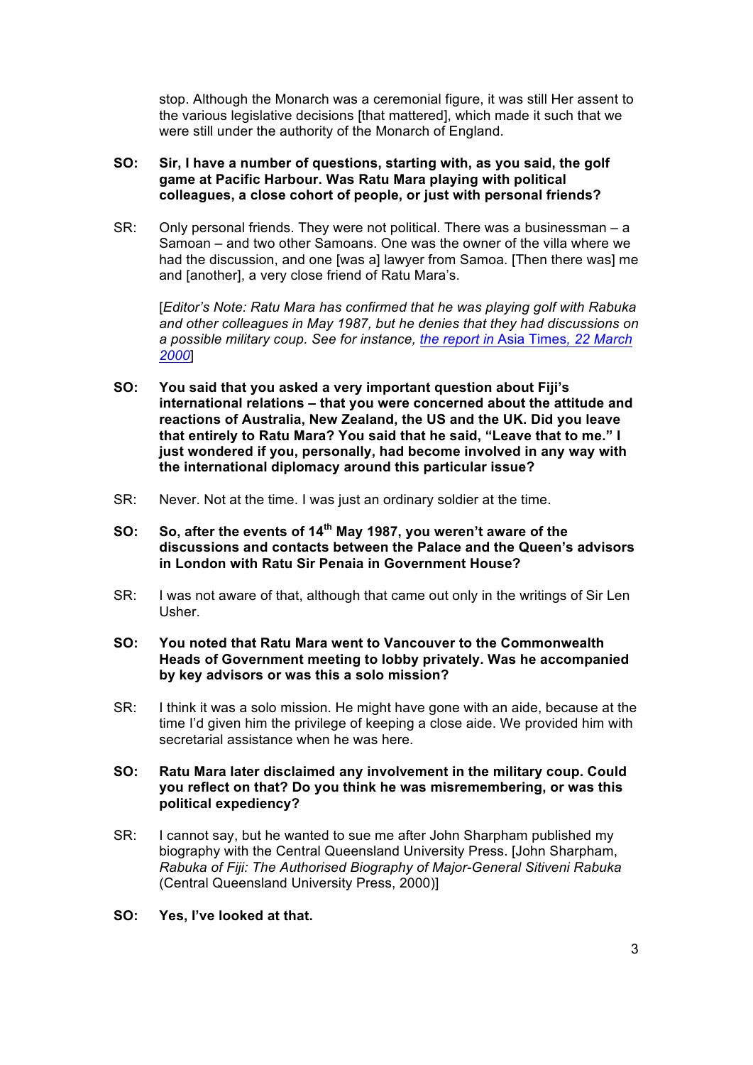stop. Although the Monarch was a ceremonial figure, it was still Her assent to the various legislative decisions [that mattered], which made it such that we were still under the authority of the Monarch of England.

**SO: Sir, I have a number of questions, starting with, as you said, the golf game at Pacific Harbour. Was Ratu Mara playing with political colleagues, a close cohort of people, or just with personal friends?**

SR: Only personal friends. They were not political. There was a businessman – a Samoan – and two other Samoans. One was the owner of the villa where we had the discussion, and one [was a] lawyer from Samoa. [Then there was] me and [another], a very close friend of Ratu Mara's.

[*Editor's Note: Ratu Mara has confirmed that he was playing golf with Rabuka and other colleagues in May 1987, but he denies that they had discussions on a possible military coup. See for instance, the report in* Asia Times*, 22 March 2000*]

**SO: You said that you asked a very important question about Fiji's international relations – that you were concerned about the attitude and reactions of Australia, New Zealand, the US and the UK. Did you leave that entirely to Ratu Mara? You said that he said, "Leave that to me." I just wondered if you, personally, had become involved in any way with the international diplomacy around this particular issue?**

SR: Never. Not at the time. I was just an ordinary soldier at the time.

**SO: So, after the events of 14th May 1987, you weren't aware of the discussions and contacts between the Palace and the Queen's advisors in London with Ratu Sir Penaia in Government House?**

SR: I was not aware of that, although that came out only in the writings of Sir Len Usher.

**SO: You noted that Ratu Mara went to Vancouver to the Commonwealth Heads of Government meeting to lobby privately. Was he accompanied by key advisors or was this a solo mission?**

SR: I think it was a solo mission. He might have gone with an aide, because at the time I'd given him the privilege of keeping a close aide. We provided him with secretarial assistance when he was here.

**SO: Ratu Mara later disclaimed any involvement in the military coup. Could you reflect on that? Do you think he was misremembering, or was this political expediency?**

SR: I cannot say, but he wanted to sue me after John Sharpham published my biography with the Central Queensland University Press. [John Sharpham, *Rabuka of Fiji: The Authorised Biography of Major-General Sitiveni Rabuka* (Central Queensland University Press, 2000)]

**SO: Yes, I've looked at that.**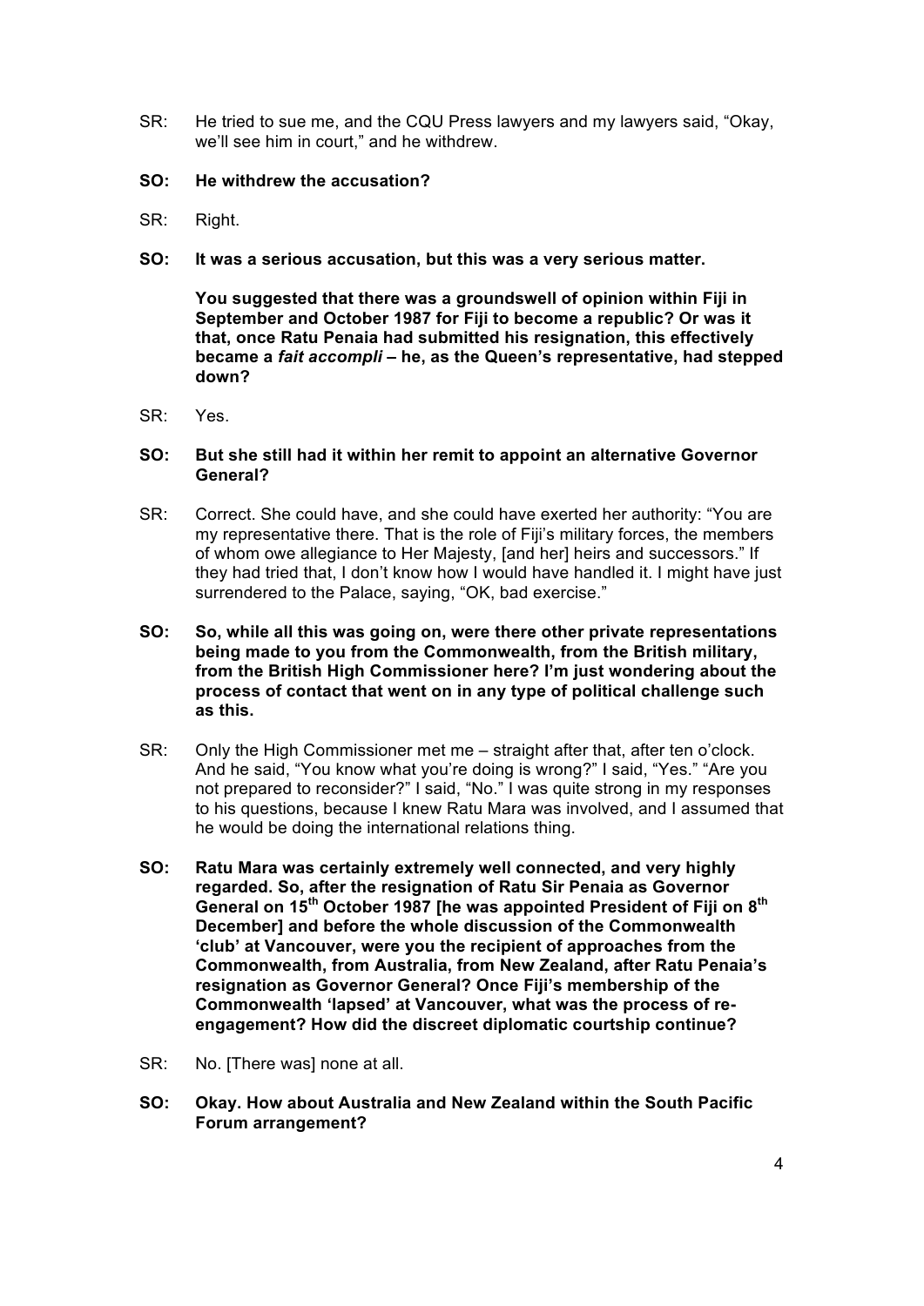SR: He tried to sue me, and the CQU Press lawyers and my lawyers said, "Okay, we'll see him in court," and he withdrew.

**SO: He withdrew the accusation?**

SR: Right.

**SO: It was a serious accusation, but this was a very serious matter.**

**You suggested that there was a groundswell of opinion within Fiji in September and October 1987 for Fiji to become a republic? Or was it that, once Ratu Penaia had submitted his resignation, this effectively became a *fait accompli* – he, as the Queen's representative, had stepped down?**

SR: Yes.

**SO: But she still had it within her remit to appoint an alternative Governor General?**

SR: Correct. She could have, and she could have exerted her authority: "You are my representative there. That is the role of Fiji's military forces, the members of whom owe allegiance to Her Majesty, [and her] heirs and successors." If they had tried that, I don't know how I would have handled it. I might have just surrendered to the Palace, saying, "OK, bad exercise."

**SO: So, while all this was going on, were there other private representations being made to you from the Commonwealth, from the British military, from the British High Commissioner here? I'm just wondering about the process of contact that went on in any type of political challenge such as this.**

SR: Only the High Commissioner met me – straight after that, after ten o'clock. And he said, "You know what you're doing is wrong?" I said, "Yes." "Are you not prepared to reconsider?" I said, "No." I was quite strong in my responses to his questions, because I knew Ratu Mara was involved, and I assumed that he would be doing the international relations thing.

**SO: Ratu Mara was certainly extremely well connected, and very highly regarded. So, after the resignation of Ratu Sir Penaia as Governor General on 15th October 1987 [he was appointed President of Fiji on 8th December] and before the whole discussion of the Commonwealth 'club' at Vancouver, were you the recipient of approaches from the Commonwealth, from Australia, from New Zealand, after Ratu Penaia's resignation as Governor General? Once Fiji's membership of the Commonwealth 'lapsed' at Vancouver, what was the process of re-engagement? How did the discreet diplomatic courtship continue?**

SR: No. [There was] none at all.

**SO: Okay. How about Australia and New Zealand within the South Pacific Forum arrangement?**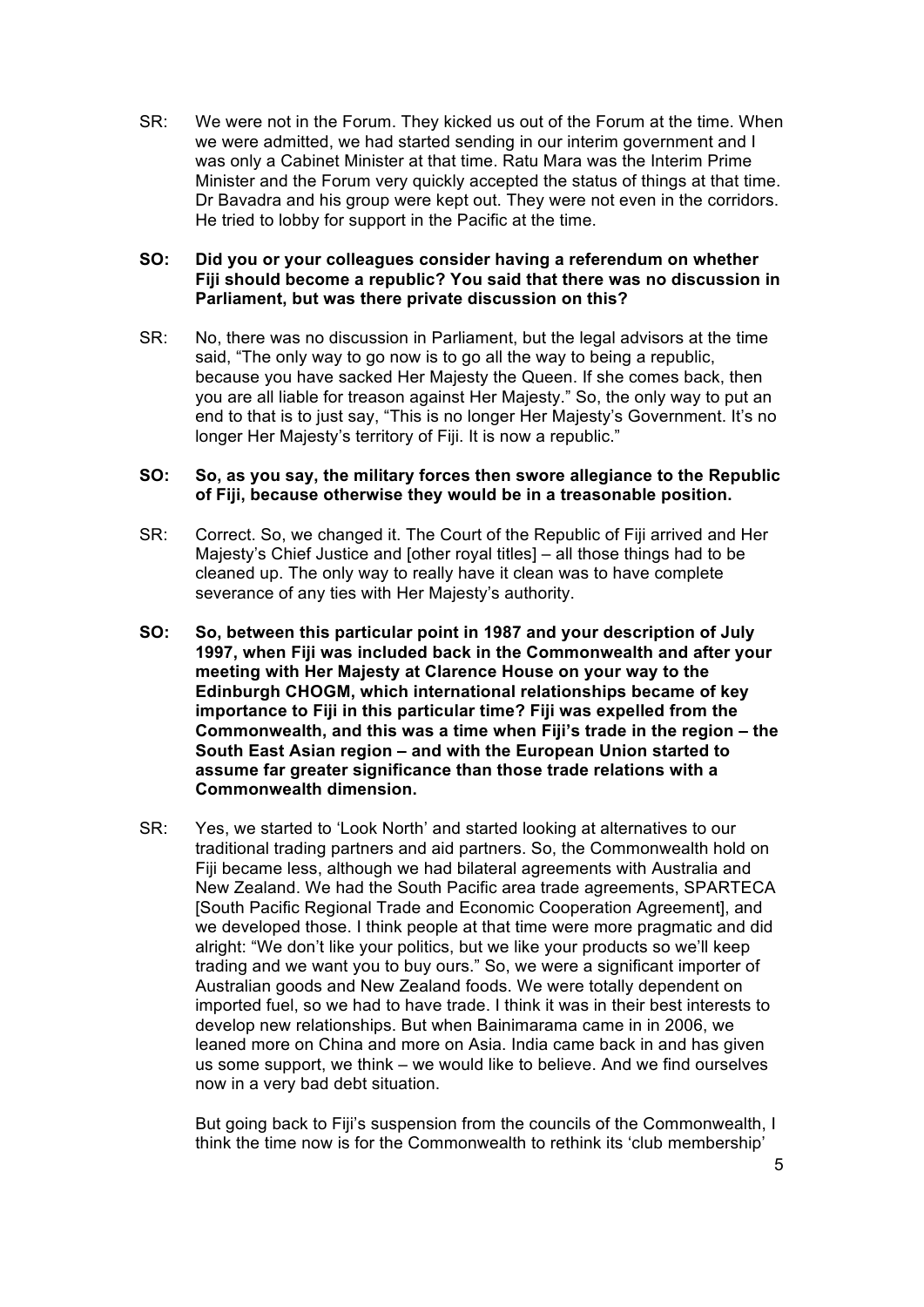SR: We were not in the Forum. They kicked us out of the Forum at the time. When we were admitted, we had started sending in our interim government and I was only a Cabinet Minister at that time. Ratu Mara was the Interim Prime Minister and the Forum very quickly accepted the status of things at that time. Dr Bavadra and his group were kept out. They were not even in the corridors. He tried to lobby for support in the Pacific at the time.

**SO: Did you or your colleagues consider having a referendum on whether Fiji should become a republic? You said that there was no discussion in Parliament, but was there private discussion on this?**

SR: No, there was no discussion in Parliament, but the legal advisors at the time said, "The only way to go now is to go all the way to being a republic, because you have sacked Her Majesty the Queen. If she comes back, then you are all liable for treason against Her Majesty." So, the only way to put an end to that is to just say, "This is no longer Her Majesty's Government. It's no longer Her Majesty's territory of Fiji. It is now a republic."

**SO: So, as you say, the military forces then swore allegiance to the Republic of Fiji, because otherwise they would be in a treasonable position.**

SR: Correct. So, we changed it. The Court of the Republic of Fiji arrived and Her Majesty's Chief Justice and [other royal titles] – all those things had to be cleaned up. The only way to really have it clean was to have complete severance of any ties with Her Majesty's authority.

**SO: So, between this particular point in 1987 and your description of July 1997, when Fiji was included back in the Commonwealth and after your meeting with Her Majesty at Clarence House on your way to the Edinburgh CHOGM, which international relationships became of key importance to Fiji in this particular time? Fiji was expelled from the Commonwealth, and this was a time when Fiji's trade in the region – the South East Asian region – and with the European Union started to assume far greater significance than those trade relations with a Commonwealth dimension.**

SR: Yes, we started to 'Look North' and started looking at alternatives to our traditional trading partners and aid partners. So, the Commonwealth hold on Fiji became less, although we had bilateral agreements with Australia and New Zealand. We had the South Pacific area trade agreements, SPARTECA [South Pacific Regional Trade and Economic Cooperation Agreement], and we developed those. I think people at that time were more pragmatic and did alright: "We don't like your politics, but we like your products so we'll keep trading and we want you to buy ours." So, we were a significant importer of Australian goods and New Zealand foods. We were totally dependent on imported fuel, so we had to have trade. I think it was in their best interests to develop new relationships. But when Bainimarama came in in 2006, we leaned more on China and more on Asia. India came back in and has given us some support, we think – we would like to believe. And we find ourselves now in a very bad debt situation.

But going back to Fiji's suspension from the councils of the Commonwealth, I think the time now is for the Commonwealth to rethink its 'club membership'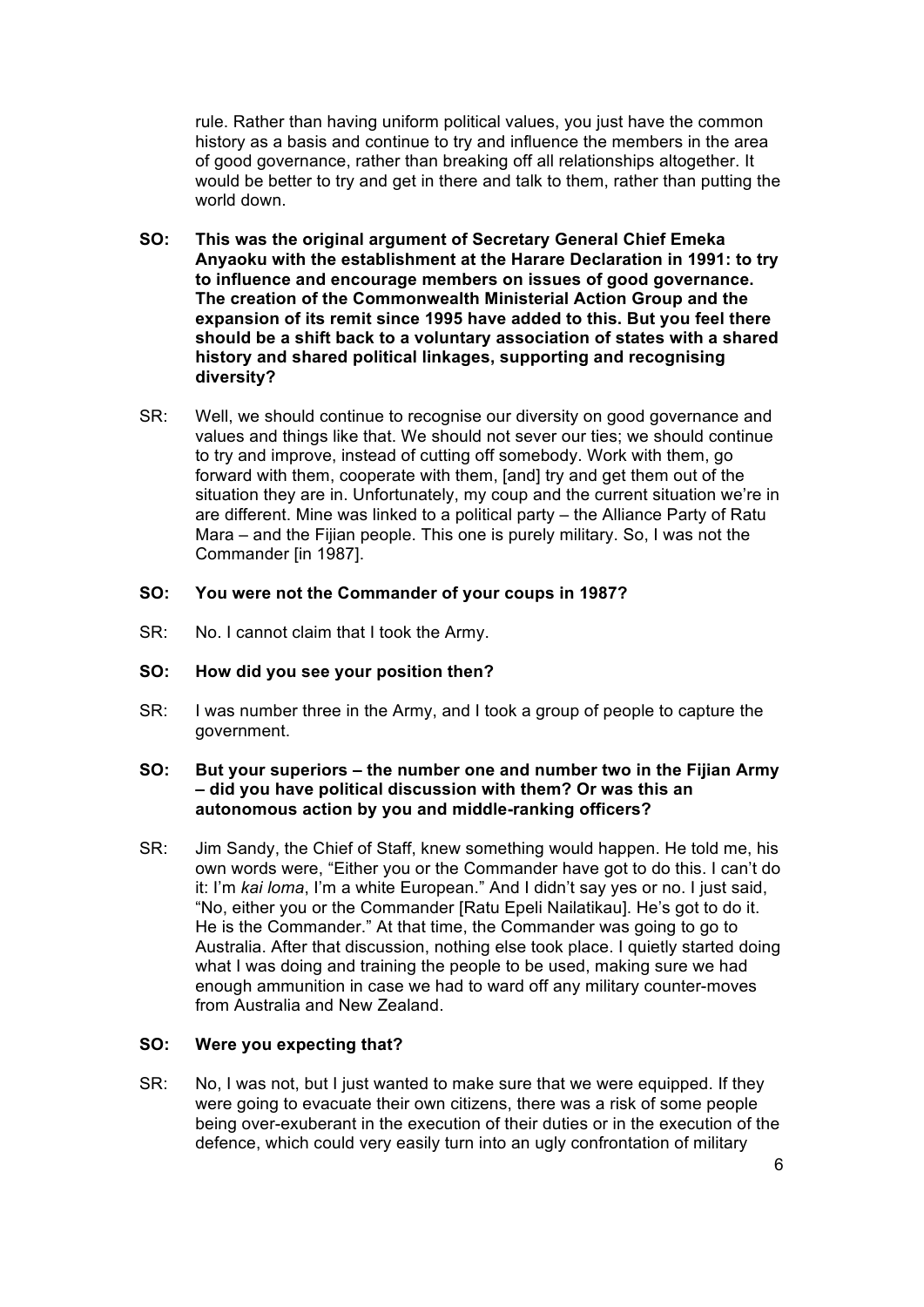rule. Rather than having uniform political values, you just have the common history as a basis and continue to try and influence the members in the area of good governance, rather than breaking off all relationships altogether. It would be better to try and get in there and talk to them, rather than putting the world down.

**SO: This was the original argument of Secretary General Chief Emeka Anyaoku with the establishment at the Harare Declaration in 1991: to try to influence and encourage members on issues of good governance. The creation of the Commonwealth Ministerial Action Group and the expansion of its remit since 1995 have added to this. But you feel there should be a shift back to a voluntary association of states with a shared history and shared political linkages, supporting and recognising diversity?**

SR: Well, we should continue to recognise our diversity on good governance and values and things like that. We should not sever our ties; we should continue to try and improve, instead of cutting off somebody. Work with them, go forward with them, cooperate with them, [and] try and get them out of the situation they are in. Unfortunately, my coup and the current situation we're in are different. Mine was linked to a political party – the Alliance Party of Ratu Mara – and the Fijian people. This one is purely military. So, I was not the Commander [in 1987].

**SO: You were not the Commander of your coups in 1987?**

SR: No. I cannot claim that I took the Army.

**SO: How did you see your position then?**

SR: I was number three in the Army, and I took a group of people to capture the government.

**SO: But your superiors – the number one and number two in the Fijian Army – did you have political discussion with them? Or was this an autonomous action by you and middle-ranking officers?**

SR: Jim Sandy, the Chief of Staff, knew something would happen. He told me, his own words were, "Either you or the Commander have got to do this. I can't do it: I'm *kai loma*, I'm a white European." And I didn't say yes or no. I just said, "No, either you or the Commander [Ratu Epeli Nailatikau]. He's got to do it. He is the Commander." At that time, the Commander was going to go to Australia. After that discussion, nothing else took place. I quietly started doing what I was doing and training the people to be used, making sure we had enough ammunition in case we had to ward off any military counter-moves from Australia and New Zealand.

**SO: Were you expecting that?**

SR: No, I was not, but I just wanted to make sure that we were equipped. If they were going to evacuate their own citizens, there was a risk of some people being over-exuberant in the execution of their duties or in the execution of the defence, which could very easily turn into an ugly confrontation of military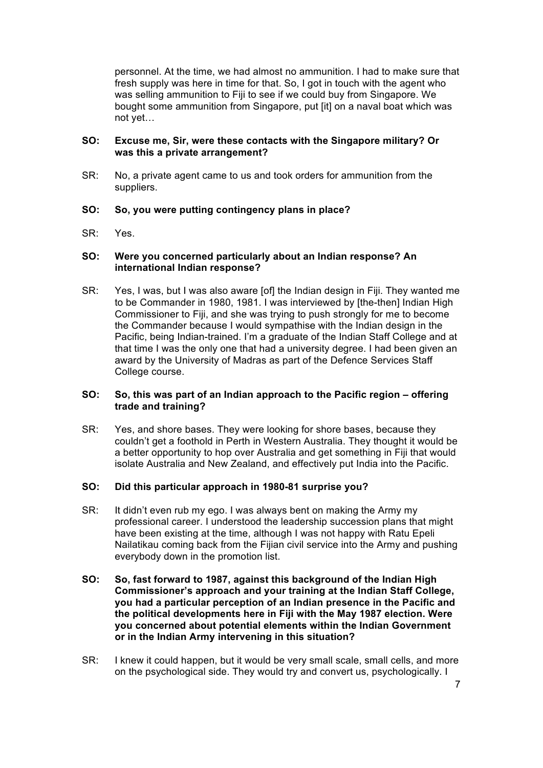personnel. At the time, we had almost no ammunition. I had to make sure that fresh supply was here in time for that. So, I got in touch with the agent who was selling ammunition to Fiji to see if we could buy from Singapore. We bought some ammunition from Singapore, put [it] on a naval boat which was not yet…

**SO: Excuse me, Sir, were these contacts with the Singapore military? Or was this a private arrangement?**

SR: No, a private agent came to us and took orders for ammunition from the suppliers.

**SO: So, you were putting contingency plans in place?**

SR: Yes.

**SO: Were you concerned particularly about an Indian response? An international Indian response?**

SR: Yes, I was, but I was also aware [of] the Indian design in Fiji. They wanted me to be Commander in 1980, 1981. I was interviewed by [the-then] Indian High Commissioner to Fiji, and she was trying to push strongly for me to become the Commander because I would sympathise with the Indian design in the Pacific, being Indian-trained. I'm a graduate of the Indian Staff College and at that time I was the only one that had a university degree. I had been given an award by the University of Madras as part of the Defence Services Staff College course.

**SO: So, this was part of an Indian approach to the Pacific region – offering trade and training?**

SR: Yes, and shore bases. They were looking for shore bases, because they couldn't get a foothold in Perth in Western Australia. They thought it would be a better opportunity to hop over Australia and get something in Fiji that would isolate Australia and New Zealand, and effectively put India into the Pacific.

**SO: Did this particular approach in 1980-81 surprise you?**

SR: It didn't even rub my ego. I was always bent on making the Army my professional career. I understood the leadership succession plans that might have been existing at the time, although I was not happy with Ratu Epeli Nailatikau coming back from the Fijian civil service into the Army and pushing everybody down in the promotion list.

**SO: So, fast forward to 1987, against this background of the Indian High Commissioner's approach and your training at the Indian Staff College, you had a particular perception of an Indian presence in the Pacific and the political developments here in Fiji with the May 1987 election. Were you concerned about potential elements within the Indian Government or in the Indian Army intervening in this situation?**

SR: I knew it could happen, but it would be very small scale, small cells, and more on the psychological side. They would try and convert us, psychologically. I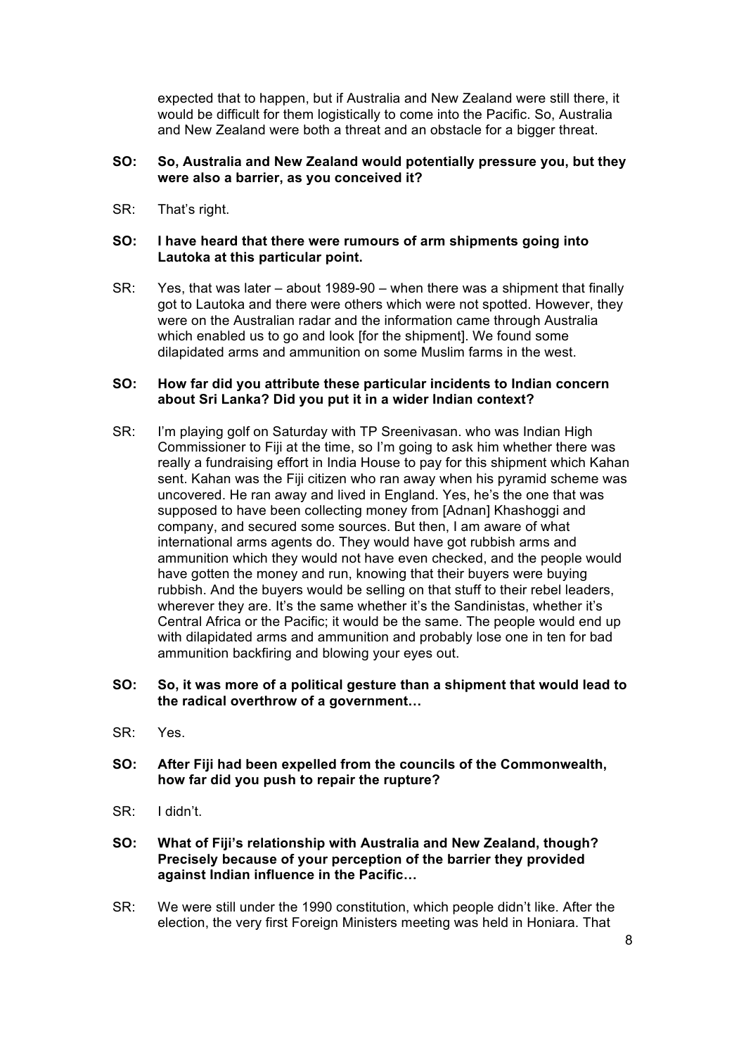expected that to happen, but if Australia and New Zealand were still there, it would be difficult for them logistically to come into the Pacific. So, Australia and New Zealand were both a threat and an obstacle for a bigger threat.

**SO: So, Australia and New Zealand would potentially pressure you, but they were also a barrier, as you conceived it?**

SR: That's right.

**SO: I have heard that there were rumours of arm shipments going into Lautoka at this particular point.**

SR: Yes, that was later – about 1989-90 – when there was a shipment that finally got to Lautoka and there were others which were not spotted. However, they were on the Australian radar and the information came through Australia which enabled us to go and look [for the shipment]. We found some dilapidated arms and ammunition on some Muslim farms in the west.

**SO: How far did you attribute these particular incidents to Indian concern about Sri Lanka? Did you put it in a wider Indian context?**

SR: I'm playing golf on Saturday with TP Sreenivasan. who was Indian High Commissioner to Fiji at the time, so I'm going to ask him whether there was really a fundraising effort in India House to pay for this shipment which Kahan sent. Kahan was the Fiji citizen who ran away when his pyramid scheme was uncovered. He ran away and lived in England. Yes, he's the one that was supposed to have been collecting money from [Adnan] Khashoggi and company, and secured some sources. But then, I am aware of what international arms agents do. They would have got rubbish arms and ammunition which they would not have even checked, and the people would have gotten the money and run, knowing that their buyers were buying rubbish. And the buyers would be selling on that stuff to their rebel leaders, wherever they are. It's the same whether it's the Sandinistas, whether it's Central Africa or the Pacific; it would be the same. The people would end up with dilapidated arms and ammunition and probably lose one in ten for bad ammunition backfiring and blowing your eyes out.

**SO: So, it was more of a political gesture than a shipment that would lead to the radical overthrow of a government…**

SR: Yes.

**SO: After Fiji had been expelled from the councils of the Commonwealth, how far did you push to repair the rupture?**

SR: I didn't.

**SO: What of Fiji's relationship with Australia and New Zealand, though? Precisely because of your perception of the barrier they provided against Indian influence in the Pacific…**

SR: We were still under the 1990 constitution, which people didn't like. After the election, the very first Foreign Ministers meeting was held in Honiara. That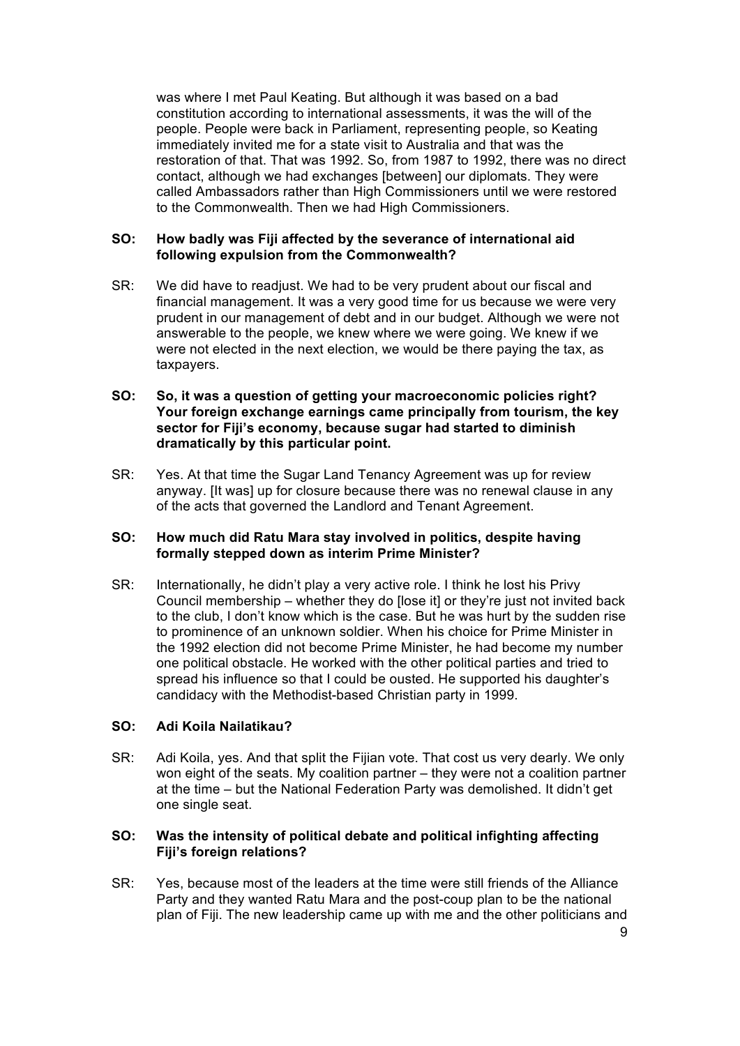was where I met Paul Keating. But although it was based on a bad constitution according to international assessments, it was the will of the people. People were back in Parliament, representing people, so Keating immediately invited me for a state visit to Australia and that was the restoration of that. That was 1992. So, from 1987 to 1992, there was no direct contact, although we had exchanges [between] our diplomats. They were called Ambassadors rather than High Commissioners until we were restored to the Commonwealth. Then we had High Commissioners.

**SO: How badly was Fiji affected by the severance of international aid following expulsion from the Commonwealth?**

SR: We did have to readjust. We had to be very prudent about our fiscal and financial management. It was a very good time for us because we were very prudent in our management of debt and in our budget. Although we were not answerable to the people, we knew where we were going. We knew if we were not elected in the next election, we would be there paying the tax, as taxpayers.

**SO: So, it was a question of getting your macroeconomic policies right? Your foreign exchange earnings came principally from tourism, the key sector for Fiji's economy, because sugar had started to diminish dramatically by this particular point.**

SR: Yes. At that time the Sugar Land Tenancy Agreement was up for review anyway. [It was] up for closure because there was no renewal clause in any of the acts that governed the Landlord and Tenant Agreement.

**SO: How much did Ratu Mara stay involved in politics, despite having formally stepped down as interim Prime Minister?**

SR: Internationally, he didn't play a very active role. I think he lost his Privy Council membership – whether they do [lose it] or they're just not invited back to the club, I don't know which is the case. But he was hurt by the sudden rise to prominence of an unknown soldier. When his choice for Prime Minister in the 1992 election did not become Prime Minister, he had become my number one political obstacle. He worked with the other political parties and tried to spread his influence so that I could be ousted. He supported his daughter's candidacy with the Methodist-based Christian party in 1999.

**SO: Adi Koila Nailatikau?**

SR: Adi Koila, yes. And that split the Fijian vote. That cost us very dearly. We only won eight of the seats. My coalition partner – they were not a coalition partner at the time – but the National Federation Party was demolished. It didn't get one single seat.

**SO: Was the intensity of political debate and political infighting affecting Fiji's foreign relations?**

SR: Yes, because most of the leaders at the time were still friends of the Alliance Party and they wanted Ratu Mara and the post-coup plan to be the national plan of Fiji. The new leadership came up with me and the other politicians and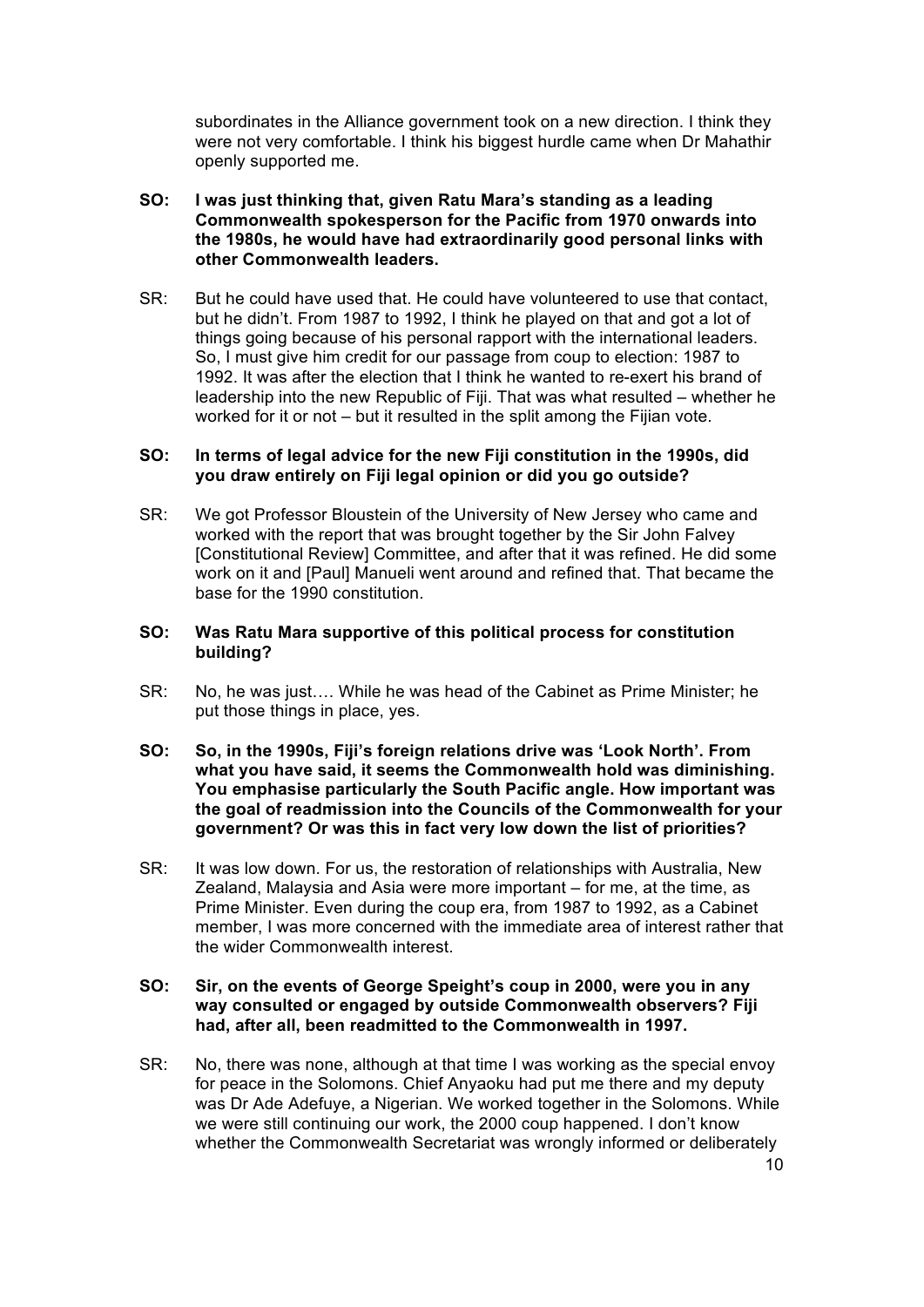subordinates in the Alliance government took on a new direction. I think they were not very comfortable. I think his biggest hurdle came when Dr Mahathir openly supported me.

**SO: I was just thinking that, given Ratu Mara's standing as a leading Commonwealth spokesperson for the Pacific from 1970 onwards into the 1980s, he would have had extraordinarily good personal links with other Commonwealth leaders.**

SR: But he could have used that. He could have volunteered to use that contact, but he didn't. From 1987 to 1992, I think he played on that and got a lot of things going because of his personal rapport with the international leaders. So, I must give him credit for our passage from coup to election: 1987 to 1992. It was after the election that I think he wanted to re-exert his brand of leadership into the new Republic of Fiji. That was what resulted – whether he worked for it or not – but it resulted in the split among the Fijian vote.

**SO: In terms of legal advice for the new Fiji constitution in the 1990s, did you draw entirely on Fiji legal opinion or did you go outside?**

SR: We got Professor Bloustein of the University of New Jersey who came and worked with the report that was brought together by the Sir John Falvey [Constitutional Review] Committee, and after that it was refined. He did some work on it and [Paul] Manueli went around and refined that. That became the base for the 1990 constitution.

**SO: Was Ratu Mara supportive of this political process for constitution building?**

SR: No, he was just…. While he was head of the Cabinet as Prime Minister; he put those things in place, yes.

**SO: So, in the 1990s, Fiji's foreign relations drive was 'Look North'. From what you have said, it seems the Commonwealth hold was diminishing. You emphasise particularly the South Pacific angle. How important was the goal of readmission into the Councils of the Commonwealth for your government? Or was this in fact very low down the list of priorities?**

SR: It was low down. For us, the restoration of relationships with Australia, New Zealand, Malaysia and Asia were more important – for me, at the time, as Prime Minister. Even during the coup era, from 1987 to 1992, as a Cabinet member, I was more concerned with the immediate area of interest rather that the wider Commonwealth interest.

**SO: Sir, on the events of George Speight's coup in 2000, were you in any way consulted or engaged by outside Commonwealth observers? Fiji had, after all, been readmitted to the Commonwealth in 1997.**

SR: No, there was none, although at that time I was working as the special envoy for peace in the Solomons. Chief Anyaoku had put me there and my deputy was Dr Ade Adefuye, a Nigerian. We worked together in the Solomons. While we were still continuing our work, the 2000 coup happened. I don't know whether the Commonwealth Secretariat was wrongly informed or deliberately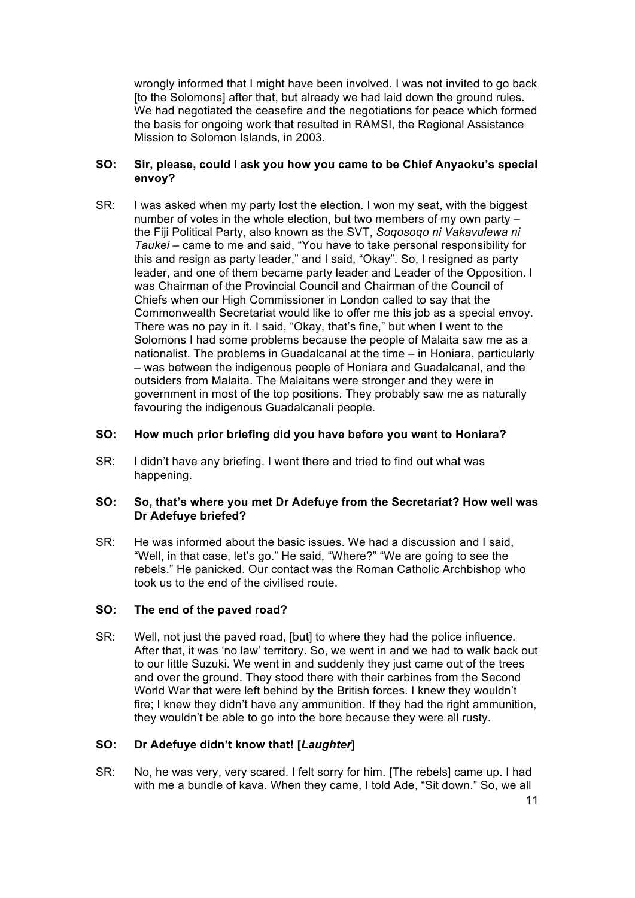wrongly informed that I might have been involved. I was not invited to go back [to the Solomons] after that, but already we had laid down the ground rules. We had negotiated the ceasefire and the negotiations for peace which formed the basis for ongoing work that resulted in RAMSI, the Regional Assistance Mission to Solomon Islands, in 2003.

**SO: Sir, please, could I ask you how you came to be Chief Anyaoku's special envoy?**

SR: I was asked when my party lost the election. I won my seat, with the biggest number of votes in the whole election, but two members of my own party – the Fiji Political Party, also known as the SVT, *Soqosoqo ni Vakavulewa ni Taukei* – came to me and said, "You have to take personal responsibility for this and resign as party leader," and I said, "Okay". So, I resigned as party leader, and one of them became party leader and Leader of the Opposition. I was Chairman of the Provincial Council and Chairman of the Council of Chiefs when our High Commissioner in London called to say that the Commonwealth Secretariat would like to offer me this job as a special envoy. There was no pay in it. I said, "Okay, that's fine," but when I went to the Solomons I had some problems because the people of Malaita saw me as a nationalist. The problems in Guadalcanal at the time – in Honiara, particularly – was between the indigenous people of Honiara and Guadalcanal, and the outsiders from Malaita. The Malaitans were stronger and they were in government in most of the top positions. They probably saw me as naturally favouring the indigenous Guadalcanali people.

**SO: How much prior briefing did you have before you went to Honiara?**

SR: I didn't have any briefing. I went there and tried to find out what was happening.

**SO: So, that's where you met Dr Adefuye from the Secretariat? How well was Dr Adefuye briefed?**

SR: He was informed about the basic issues. We had a discussion and I said, "Well, in that case, let's go." He said, "Where?" "We are going to see the rebels." He panicked. Our contact was the Roman Catholic Archbishop who took us to the end of the civilised route.

**SO: The end of the paved road?**

SR: Well, not just the paved road, [but] to where they had the police influence. After that, it was 'no law' territory. So, we went in and we had to walk back out to our little Suzuki. We went in and suddenly they just came out of the trees and over the ground. They stood there with their carbines from the Second World War that were left behind by the British forces. I knew they wouldn't fire; I knew they didn't have any ammunition. If they had the right ammunition, they wouldn't be able to go into the bore because they were all rusty.

**SO: Dr Adefuye didn't know that! [*Laughter*]**

SR: No, he was very, very scared. I felt sorry for him. [The rebels] came up. I had with me a bundle of kava. When they came, I told Ade, "Sit down." So, we all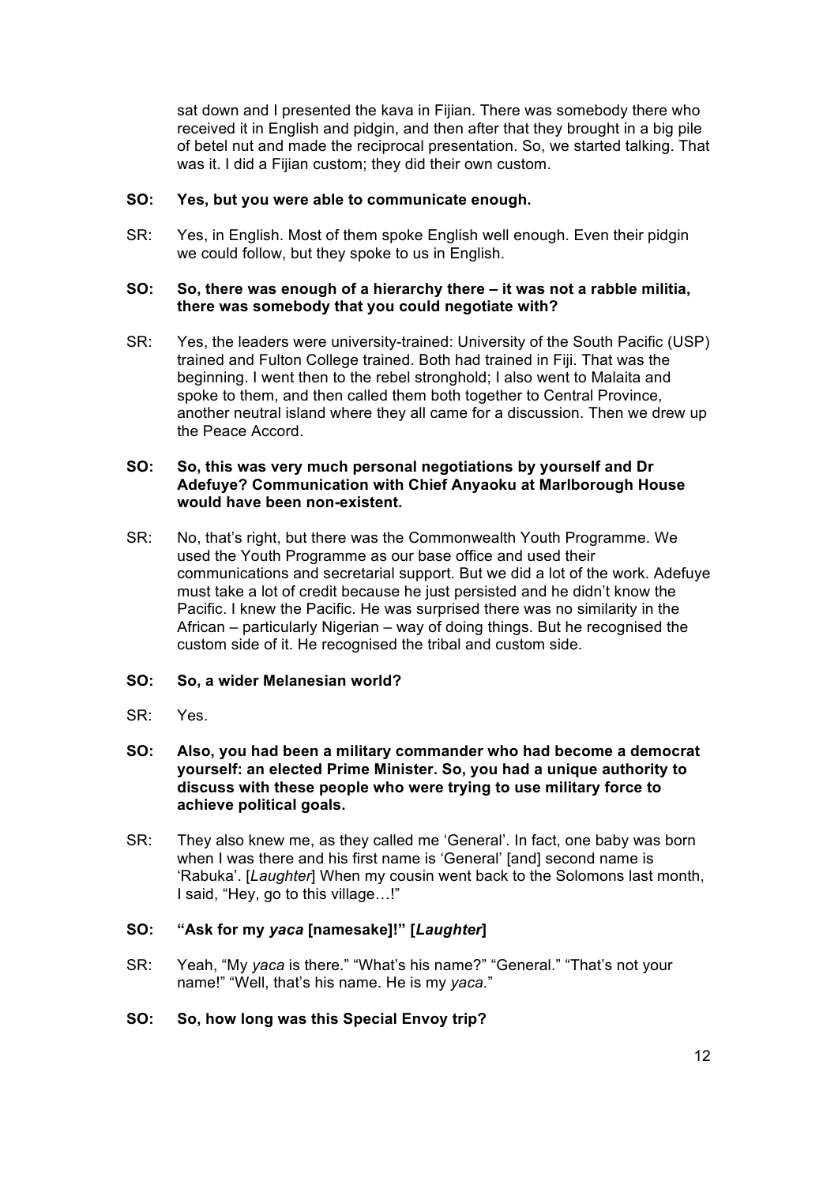sat down and I presented the kava in Fijian. There was somebody there who received it in English and pidgin, and then after that they brought in a big pile of betel nut and made the reciprocal presentation. So, we started talking. That was it. I did a Fijian custom; they did their own custom.

**SO: Yes, but you were able to communicate enough.**

SR: Yes, in English. Most of them spoke English well enough. Even their pidgin we could follow, but they spoke to us in English.

**SO: So, there was enough of a hierarchy there – it was not a rabble militia, there was somebody that you could negotiate with?**

SR: Yes, the leaders were university-trained: University of the South Pacific (USP) trained and Fulton College trained. Both had trained in Fiji. That was the beginning. I went then to the rebel stronghold; I also went to Malaita and spoke to them, and then called them both together to Central Province, another neutral island where they all came for a discussion. Then we drew up the Peace Accord.

**SO: So, this was very much personal negotiations by yourself and Dr Adefuye? Communication with Chief Anyaoku at Marlborough House would have been non-existent.**

SR: No, that's right, but there was the Commonwealth Youth Programme. We used the Youth Programme as our base office and used their communications and secretarial support. But we did a lot of the work. Adefuye must take a lot of credit because he just persisted and he didn't know the Pacific. I knew the Pacific. He was surprised there was no similarity in the African – particularly Nigerian – way of doing things. But he recognised the custom side of it. He recognised the tribal and custom side.

**SO: So, a wider Melanesian world?**

SR: Yes.

**SO: Also, you had been a military commander who had become a democrat yourself: an elected Prime Minister. So, you had a unique authority to discuss with these people who were trying to use military force to achieve political goals.**

SR: They also knew me, as they called me 'General'. In fact, one baby was born when I was there and his first name is 'General' [and] second name is 'Rabuka'. [*Laughter*] When my cousin went back to the Solomons last month, I said, "Hey, go to this village…!"

**SO: "Ask for my *yaca* [namesake]!" [*Laughter*]**

SR: Yeah, "My *yaca* is there." "What's his name?" "General." "That's not your name!" "Well, that's his name. He is my *yaca*."

**SO: So, how long was this Special Envoy trip?**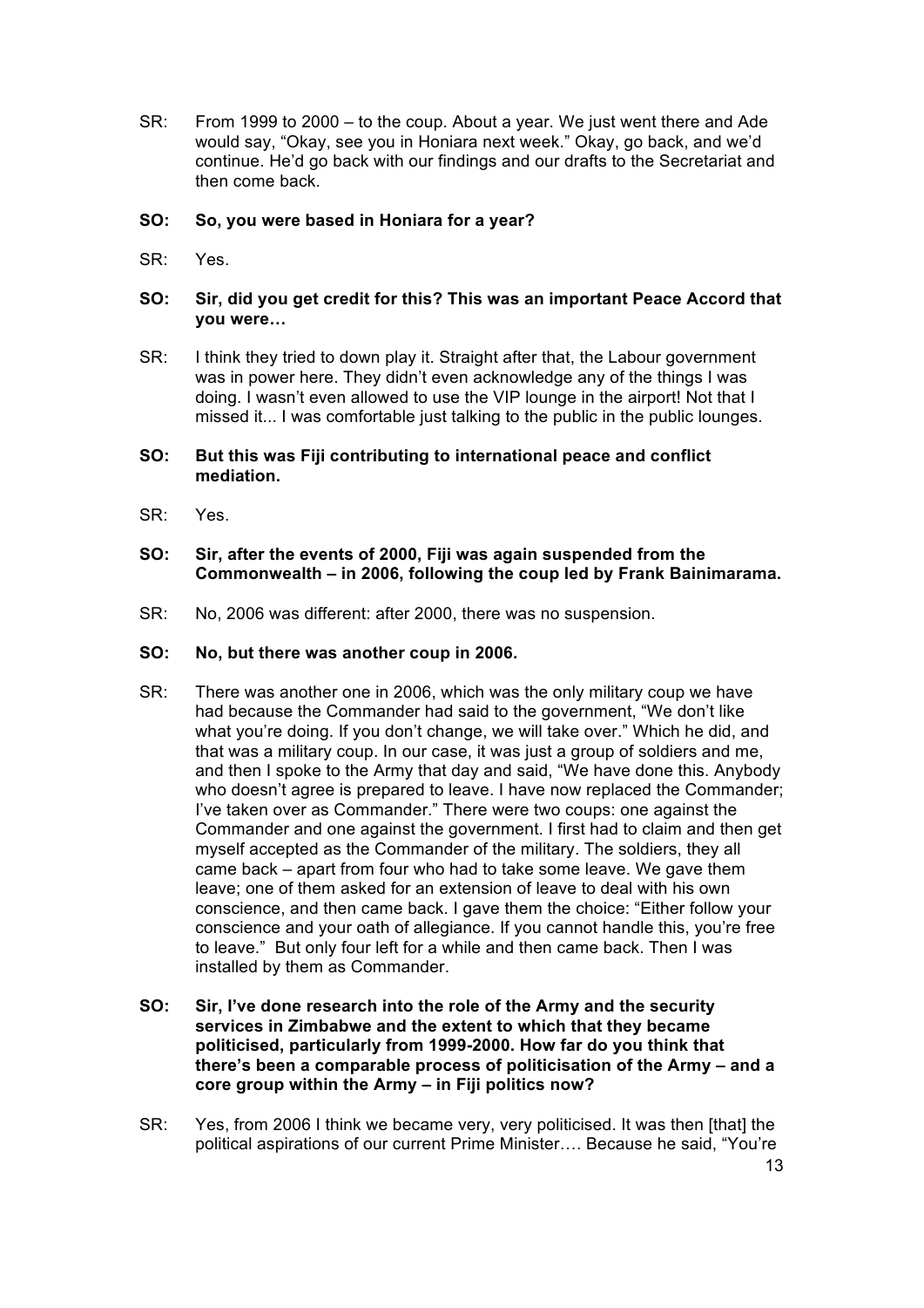SR: From 1999 to 2000 – to the coup. About a year. We just went there and Ade would say, "Okay, see you in Honiara next week." Okay, go back, and we'd continue. He'd go back with our findings and our drafts to the Secretariat and then come back.

**SO: So, you were based in Honiara for a year?**

SR: Yes.

**SO: Sir, did you get credit for this? This was an important Peace Accord that you were…**

SR: I think they tried to down play it. Straight after that, the Labour government was in power here. They didn't even acknowledge any of the things I was doing. I wasn't even allowed to use the VIP lounge in the airport! Not that I missed it... I was comfortable just talking to the public in the public lounges.

**SO: But this was Fiji contributing to international peace and conflict mediation.**

SR: Yes.

**SO: Sir, after the events of 2000, Fiji was again suspended from the Commonwealth – in 2006, following the coup led by Frank Bainimarama.**

SR: No, 2006 was different: after 2000, there was no suspension.

**SO: No, but there was another coup in 2006.**

SR: There was another one in 2006, which was the only military coup we have had because the Commander had said to the government, "We don't like what you're doing. If you don't change, we will take over." Which he did, and that was a military coup. In our case, it was just a group of soldiers and me, and then I spoke to the Army that day and said, "We have done this. Anybody who doesn't agree is prepared to leave. I have now replaced the Commander; I've taken over as Commander." There were two coups: one against the Commander and one against the government. I first had to claim and then get myself accepted as the Commander of the military. The soldiers, they all came back – apart from four who had to take some leave. We gave them leave; one of them asked for an extension of leave to deal with his own conscience, and then came back. I gave them the choice: "Either follow your conscience and your oath of allegiance. If you cannot handle this, you're free to leave." But only four left for a while and then came back. Then I was installed by them as Commander.

**SO: Sir, I've done research into the role of the Army and the security services in Zimbabwe and the extent to which that they became politicised, particularly from 1999-2000. How far do you think that there's been a comparable process of politicisation of the Army – and a core group within the Army – in Fiji politics now?**

SR: Yes, from 2006 I think we became very, very politicised. It was then [that] the political aspirations of our current Prime Minister…. Because he said, "You're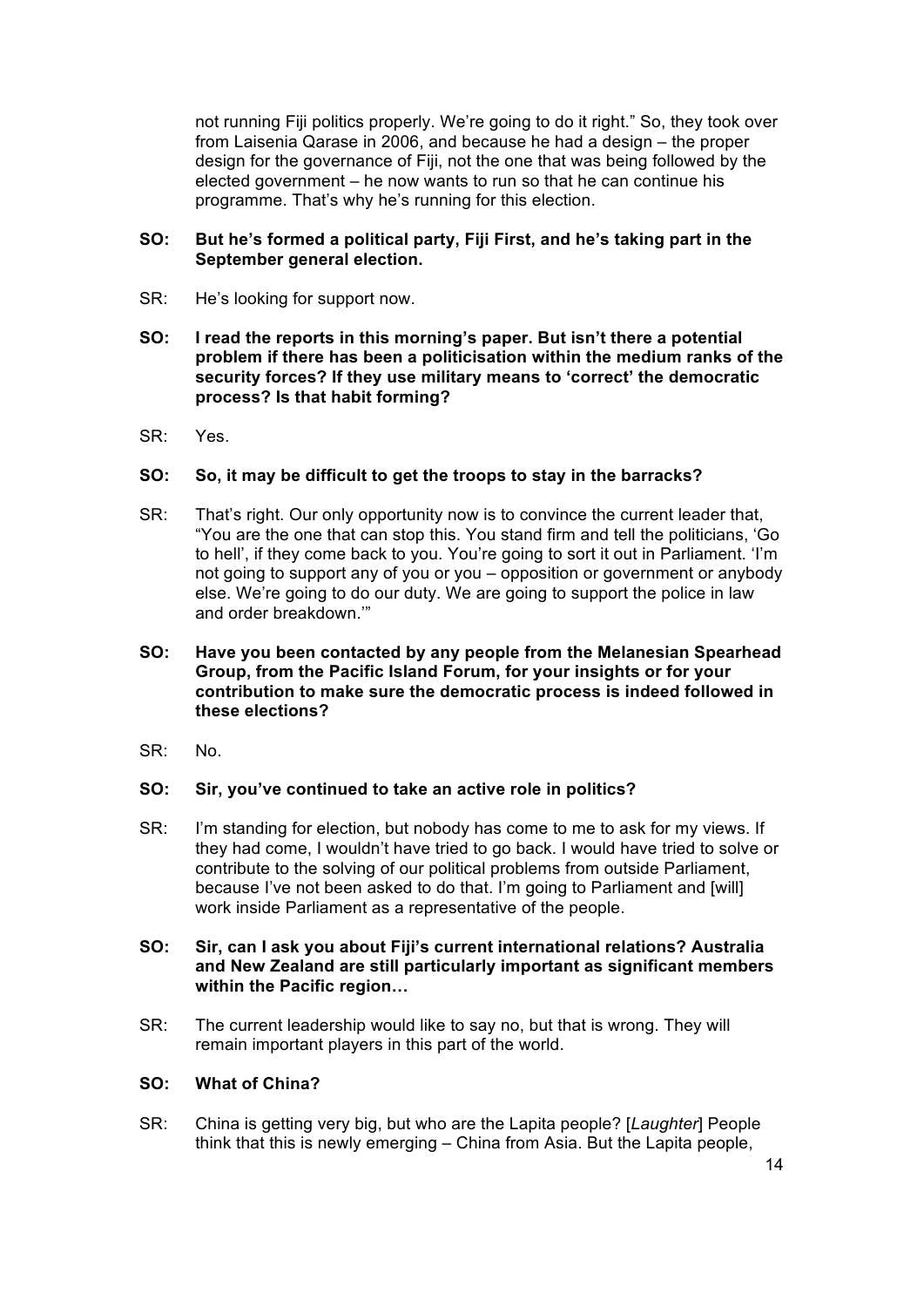not running Fiji politics properly. We're going to do it right." So, they took over from Laisenia Qarase in 2006, and because he had a design – the proper design for the governance of Fiji, not the one that was being followed by the elected government – he now wants to run so that he can continue his programme. That's why he's running for this election.

**SO: But he's formed a political party, Fiji First, and he's taking part in the September general election.**

SR: He's looking for support now.

**SO: I read the reports in this morning's paper. But isn't there a potential problem if there has been a politicisation within the medium ranks of the security forces? If they use military means to 'correct' the democratic process? Is that habit forming?**

SR: Yes.

**SO: So, it may be difficult to get the troops to stay in the barracks?**

SR: That's right. Our only opportunity now is to convince the current leader that, "You are the one that can stop this. You stand firm and tell the politicians, 'Go to hell', if they come back to you. You're going to sort it out in Parliament. 'I'm not going to support any of you or you – opposition or government or anybody else. We're going to do our duty. We are going to support the police in law and order breakdown.'"

**SO: Have you been contacted by any people from the Melanesian Spearhead Group, from the Pacific Island Forum, for your insights or for your contribution to make sure the democratic process is indeed followed in these elections?**

SR: No.

**SO: Sir, you've continued to take an active role in politics?**

SR: I'm standing for election, but nobody has come to me to ask for my views. If they had come, I wouldn't have tried to go back. I would have tried to solve or contribute to the solving of our political problems from outside Parliament, because I've not been asked to do that. I'm going to Parliament and [will] work inside Parliament as a representative of the people.

**SO: Sir, can I ask you about Fiji's current international relations? Australia and New Zealand are still particularly important as significant members within the Pacific region…**

SR: The current leadership would like to say no, but that is wrong. They will remain important players in this part of the world.

**SO: What of China?**

SR: China is getting very big, but who are the Lapita people? [*Laughter*] People think that this is newly emerging – China from Asia. But the Lapita people,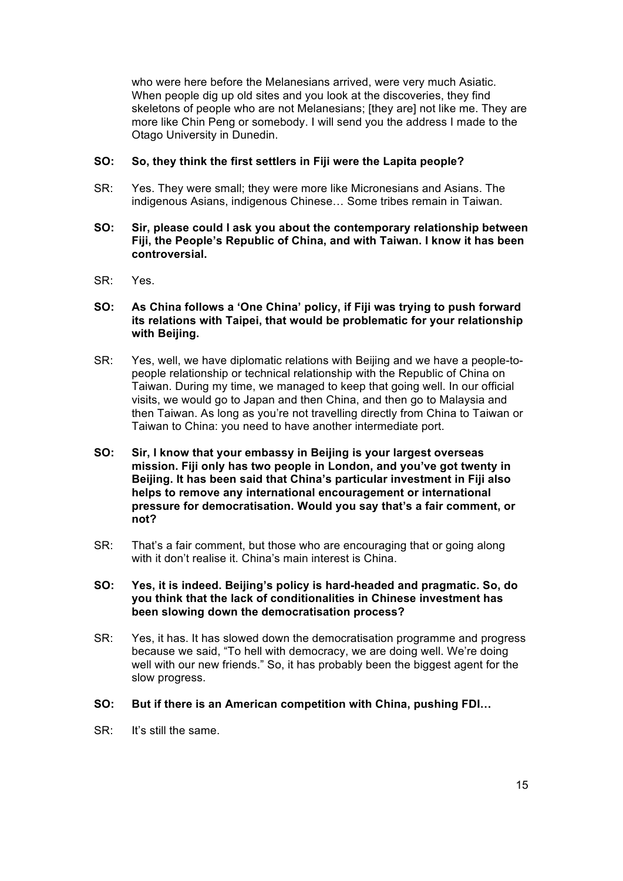who were here before the Melanesians arrived, were very much Asiatic. When people dig up old sites and you look at the discoveries, they find skeletons of people who are not Melanesians; [they are] not like me. They are more like Chin Peng or somebody. I will send you the address I made to the Otago University in Dunedin.

**SO: So, they think the first settlers in Fiji were the Lapita people?**

SR: Yes. They were small; they were more like Micronesians and Asians. The indigenous Asians, indigenous Chinese… Some tribes remain in Taiwan.

**SO: Sir, please could I ask you about the contemporary relationship between Fiji, the People's Republic of China, and with Taiwan. I know it has been controversial.**

SR: Yes.

**SO: As China follows a 'One China' policy, if Fiji was trying to push forward its relations with Taipei, that would be problematic for your relationship with Beijing.**

SR: Yes, well, we have diplomatic relations with Beijing and we have a people-to-people relationship or technical relationship with the Republic of China on Taiwan. During my time, we managed to keep that going well. In our official visits, we would go to Japan and then China, and then go to Malaysia and then Taiwan. As long as you're not travelling directly from China to Taiwan or Taiwan to China: you need to have another intermediate port.

**SO: Sir, I know that your embassy in Beijing is your largest overseas mission. Fiji only has two people in London, and you've got twenty in Beijing. It has been said that China's particular investment in Fiji also helps to remove any international encouragement or international pressure for democratisation. Would you say that's a fair comment, or not?**

SR: That's a fair comment, but those who are encouraging that or going along with it don't realise it. China's main interest is China.

**SO: Yes, it is indeed. Beijing's policy is hard-headed and pragmatic. So, do you think that the lack of conditionalities in Chinese investment has been slowing down the democratisation process?**

SR: Yes, it has. It has slowed down the democratisation programme and progress because we said, "To hell with democracy, we are doing well. We're doing well with our new friends." So, it has probably been the biggest agent for the slow progress.

**SO: But if there is an American competition with China, pushing FDI…**

SR: It's still the same.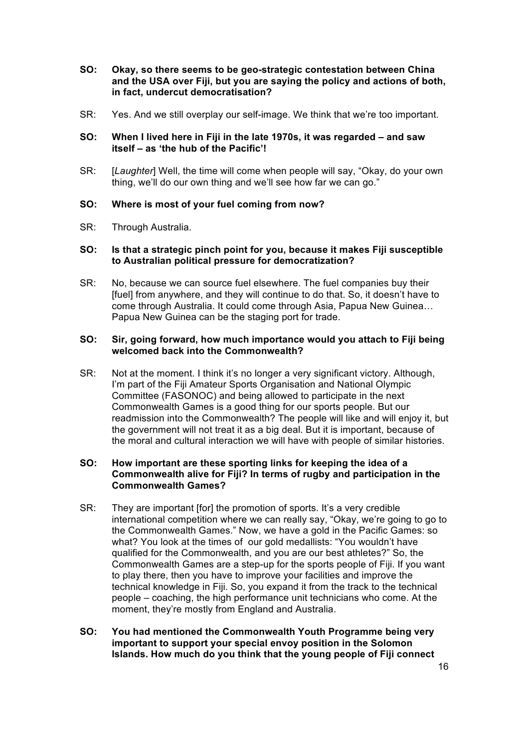**SO: Okay, so there seems to be geo-strategic contestation between China and the USA over Fiji, but you are saying the policy and actions of both, in fact, undercut democratisation?**

SR: Yes. And we still overplay our self-image. We think that we're too important.

**SO: When I lived here in Fiji in the late 1970s, it was regarded – and saw itself – as 'the hub of the Pacific'!**

SR: [*Laughter*] Well, the time will come when people will say, "Okay, do your own thing, we'll do our own thing and we'll see how far we can go."

**SO: Where is most of your fuel coming from now?**

SR: Through Australia.

**SO: Is that a strategic pinch point for you, because it makes Fiji susceptible to Australian political pressure for democratization?**

SR: No, because we can source fuel elsewhere. The fuel companies buy their [fuel] from anywhere, and they will continue to do that. So, it doesn't have to come through Australia. It could come through Asia, Papua New Guinea… Papua New Guinea can be the staging port for trade.

**SO: Sir, going forward, how much importance would you attach to Fiji being welcomed back into the Commonwealth?**

SR: Not at the moment. I think it's no longer a very significant victory. Although, I'm part of the Fiji Amateur Sports Organisation and National Olympic Committee (FASONOC) and being allowed to participate in the next Commonwealth Games is a good thing for our sports people. But our readmission into the Commonwealth? The people will like and will enjoy it, but the government will not treat it as a big deal. But it is important, because of the moral and cultural interaction we will have with people of similar histories.

**SO: How important are these sporting links for keeping the idea of a Commonwealth alive for Fiji? In terms of rugby and participation in the Commonwealth Games?**

SR: They are important [for] the promotion of sports. It's a very credible international competition where we can really say, "Okay, we're going to go to the Commonwealth Games." Now, we have a gold in the Pacific Games: so what? You look at the times of our gold medallists: "You wouldn't have qualified for the Commonwealth, and you are our best athletes?" So, the Commonwealth Games are a step-up for the sports people of Fiji. If you want to play there, then you have to improve your facilities and improve the technical knowledge in Fiji. So, you expand it from the track to the technical people – coaching, the high performance unit technicians who come. At the moment, they're mostly from England and Australia.

**SO: You had mentioned the Commonwealth Youth Programme being very important to support your special envoy position in the Solomon Islands. How much do you think that the young people of Fiji connect**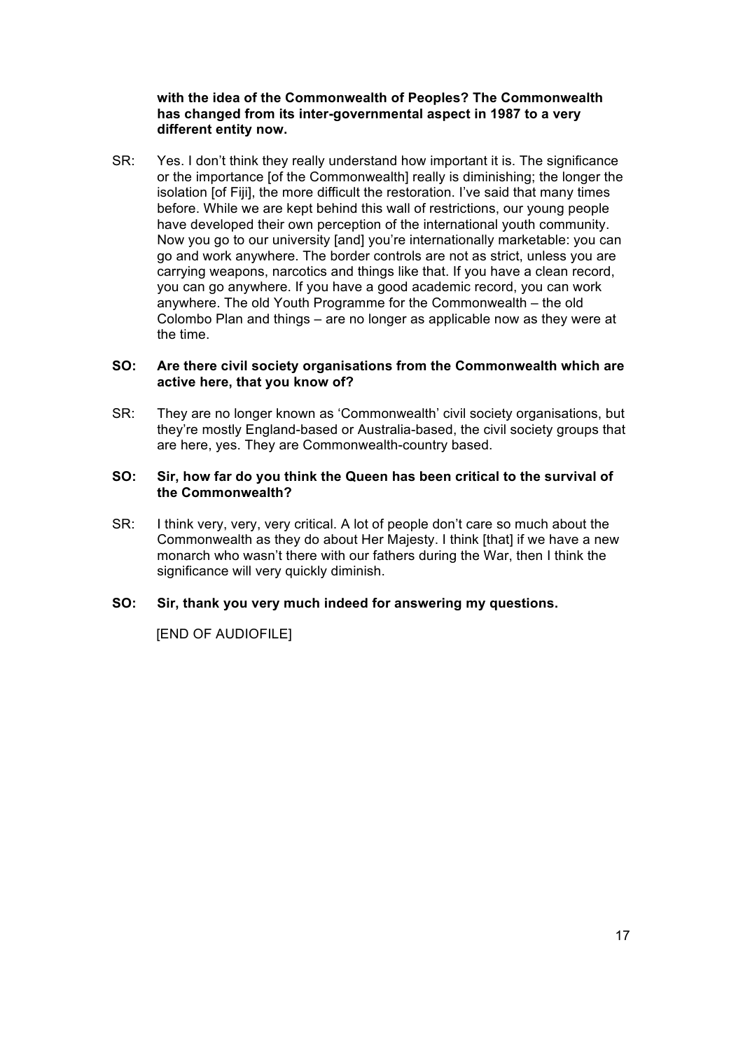**with the idea of the Commonwealth of Peoples? The Commonwealth has changed from its inter-governmental aspect in 1987 to a very different entity now.**

SR: Yes. I don't think they really understand how important it is. The significance or the importance [of the Commonwealth] really is diminishing; the longer the isolation [of Fiji], the more difficult the restoration. I've said that many times before. While we are kept behind this wall of restrictions, our young people have developed their own perception of the international youth community. Now you go to our university [and] you're internationally marketable: you can go and work anywhere. The border controls are not as strict, unless you are carrying weapons, narcotics and things like that. If you have a clean record, you can go anywhere. If you have a good academic record, you can work anywhere. The old Youth Programme for the Commonwealth – the old Colombo Plan and things – are no longer as applicable now as they were at the time.

**SO: Are there civil society organisations from the Commonwealth which are active here, that you know of?**

SR: They are no longer known as 'Commonwealth' civil society organisations, but they're mostly England-based or Australia-based, the civil society groups that are here, yes. They are Commonwealth-country based.

**SO: Sir, how far do you think the Queen has been critical to the survival of the Commonwealth?**

SR: I think very, very, very critical. A lot of people don't care so much about the Commonwealth as they do about Her Majesty. I think [that] if we have a new monarch who wasn't there with our fathers during the War, then I think the significance will very quickly diminish.

**SO: Sir, thank you very much indeed for answering my questions.**

[END OF AUDIOFILE]